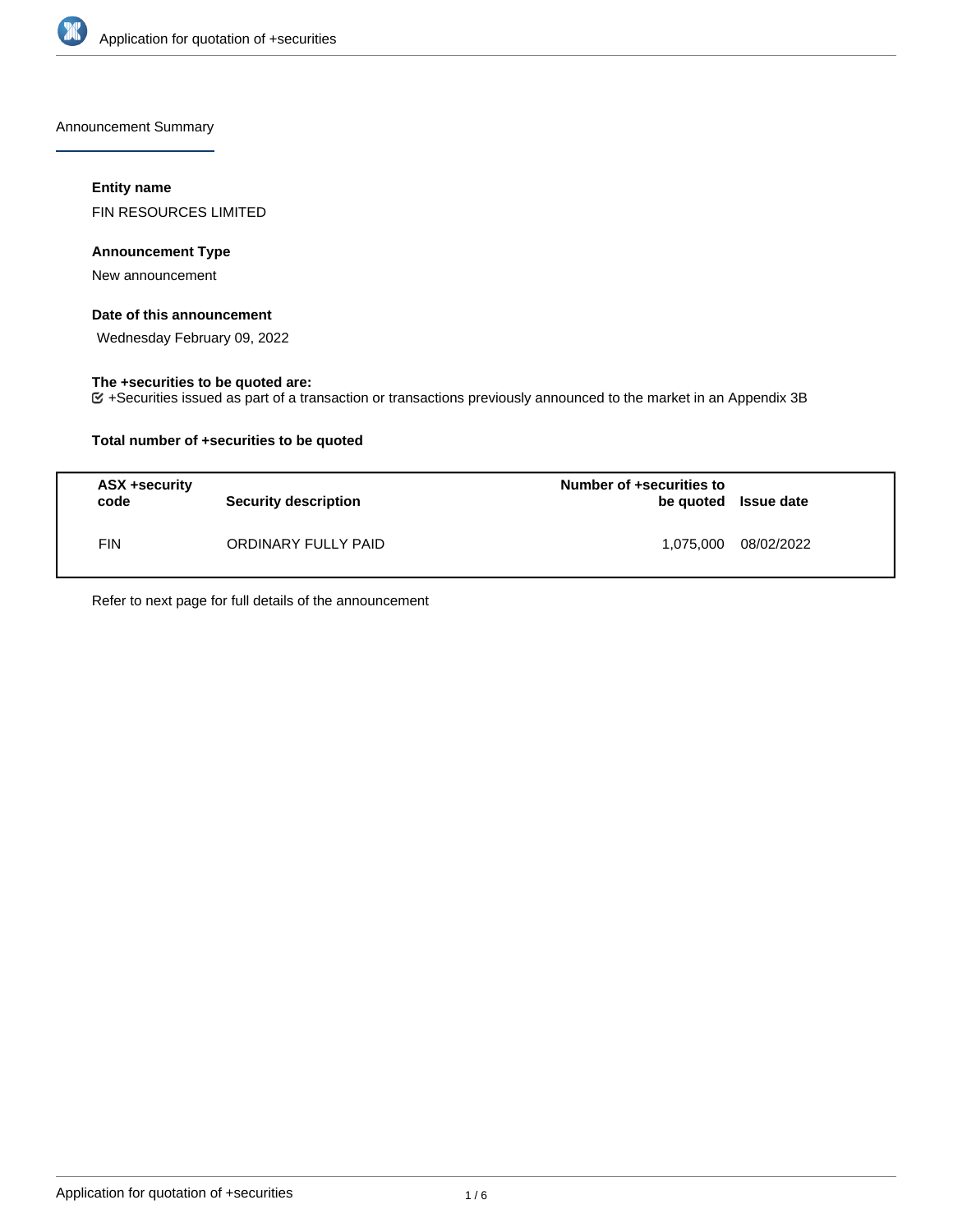Announcement Summary

**Entity name**

FIN RESOURCES LIMITED

**Announcement Type**

New announcement

**Date of this announcement**

Wednesday February 09, 2022

**The +securities to be quoted are:**

+Securities issued as part of a transaction or transactions previously announced to the market in an Appendix 3B

**Total number of +securities to be quoted**

| ASX +security code | Security description | Number of +securities to be quoted | Issue date |
| --- | --- | --- | --- |
| FIN | ORDINARY FULLY PAID | 1,075,000 | 08/02/2022 |

Refer to next page for full details of the announcement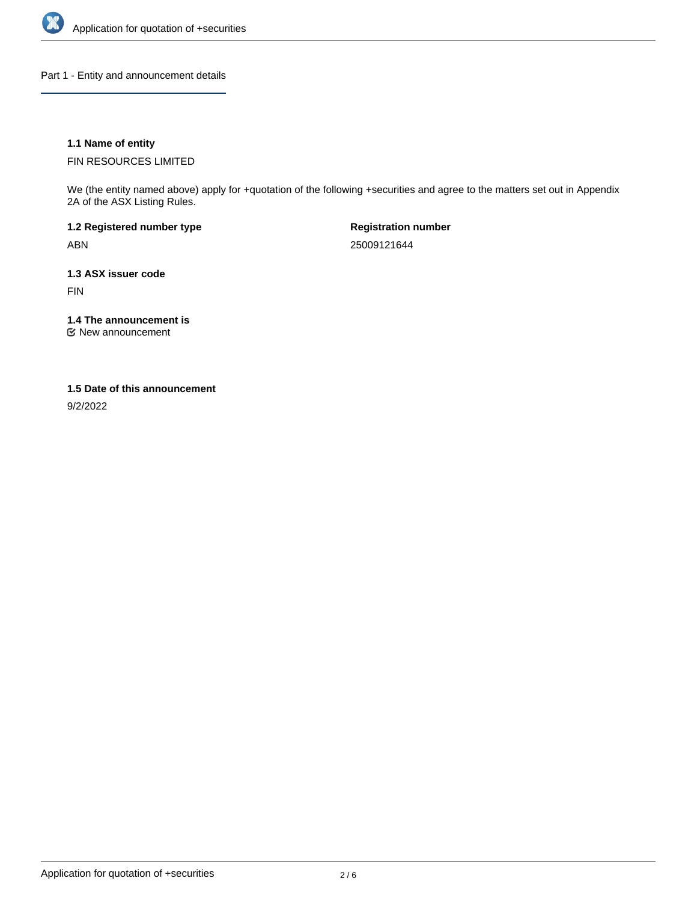## Part 1 - Entity and announcement details

**1.1 Name of entity**

FIN RESOURCES LIMITED

We (the entity named above) apply for +quotation of the following +securities and agree to the matters set out in Appendix 2A of the ASX Listing Rules.

**1.2 Registered number type**

ABN

**Registration number**

25009121644

**1.3 ASX issuer code**

FIN

**1.4 The announcement is**

☑ New announcement

**1.5 Date of this announcement**

9/2/2022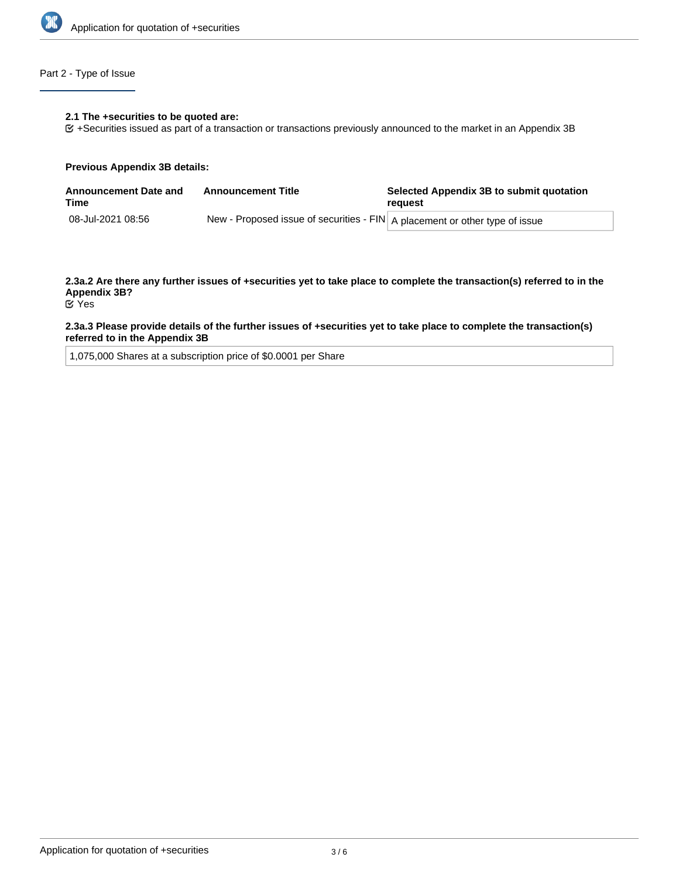## Part 2 - Type of Issue

**2.1 The +securities to be quoted are:**

+Securities issued as part of a transaction or transactions previously announced to the market in an Appendix 3B

**Previous Appendix 3B details:**

| Announcement Date and Time | Announcement Title | Selected Appendix 3B to submit quotation request |
| --- | --- | --- |
| 08-Jul-2021 08:56 | New - Proposed issue of securities - FIN | A placement or other type of issue |

**2.3a.2 Are there any further issues of +securities yet to take place to complete the transaction(s) referred to in the Appendix 3B?**

Yes

**2.3a.3 Please provide details of the further issues of +securities yet to take place to complete the transaction(s) referred to in the Appendix 3B**

1,075,000 Shares at a subscription price of $0.0001 per Share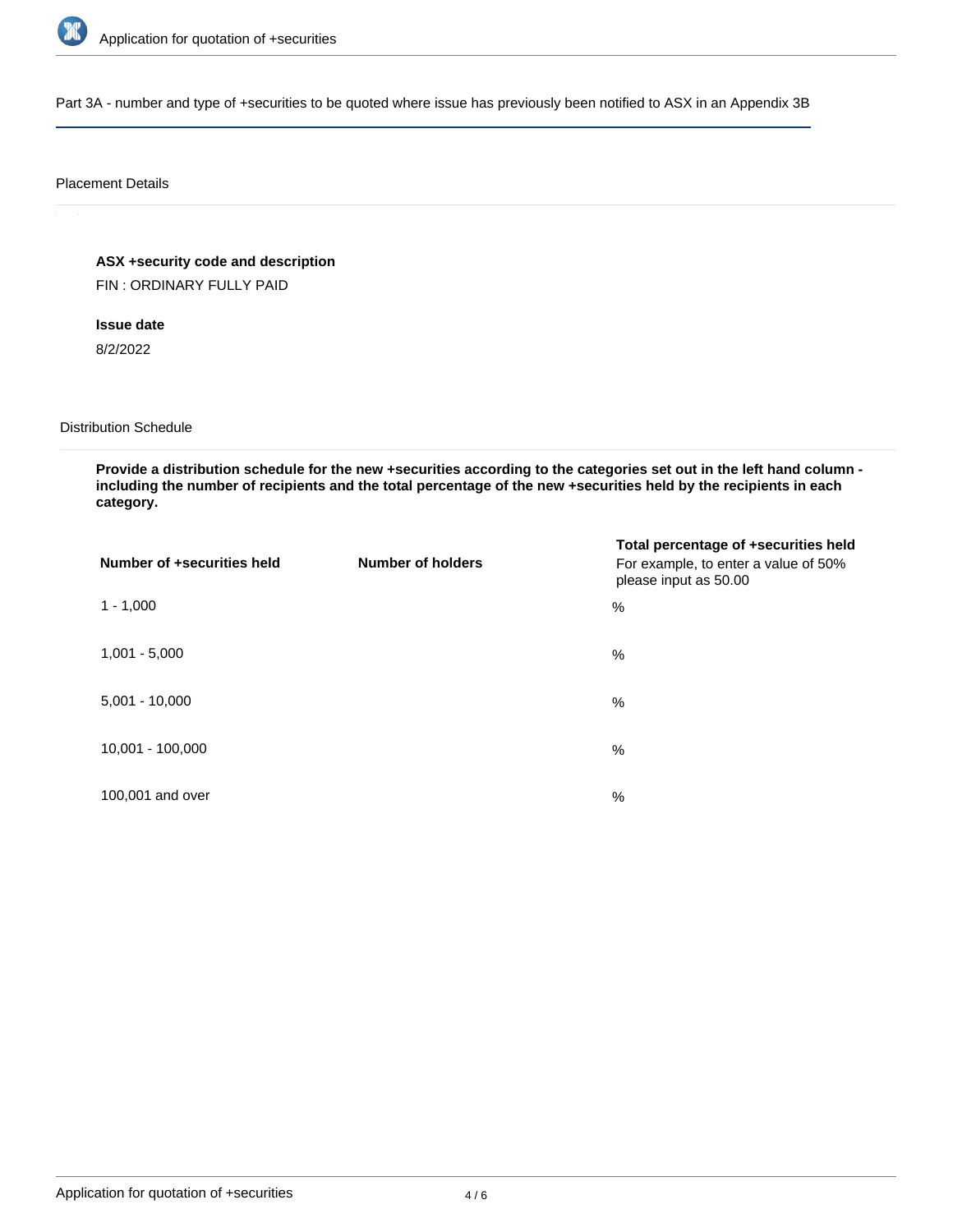Part 3A - number and type of +securities to be quoted where issue has previously been notified to ASX in an Appendix 3B

Placement Details

**ASX +security code and description**

FIN : ORDINARY FULLY PAID

**Issue date**

8/2/2022

Distribution Schedule

**Provide a distribution schedule for the new +securities according to the categories set out in the left hand column - including the number of recipients and the total percentage of the new +securities held by the recipients in each category.**

| Number of +securities held | Number of holders | Total percentage of +securities held<br>For example, to enter a value of 50% please input as 50.00 |
|---|---|---|
| 1 - 1,000 | | % |
| 1,001 - 5,000 | | % |
| 5,001 - 10,000 | | % |
| 10,001 - 100,000 | | % |
| 100,001 and over | | % |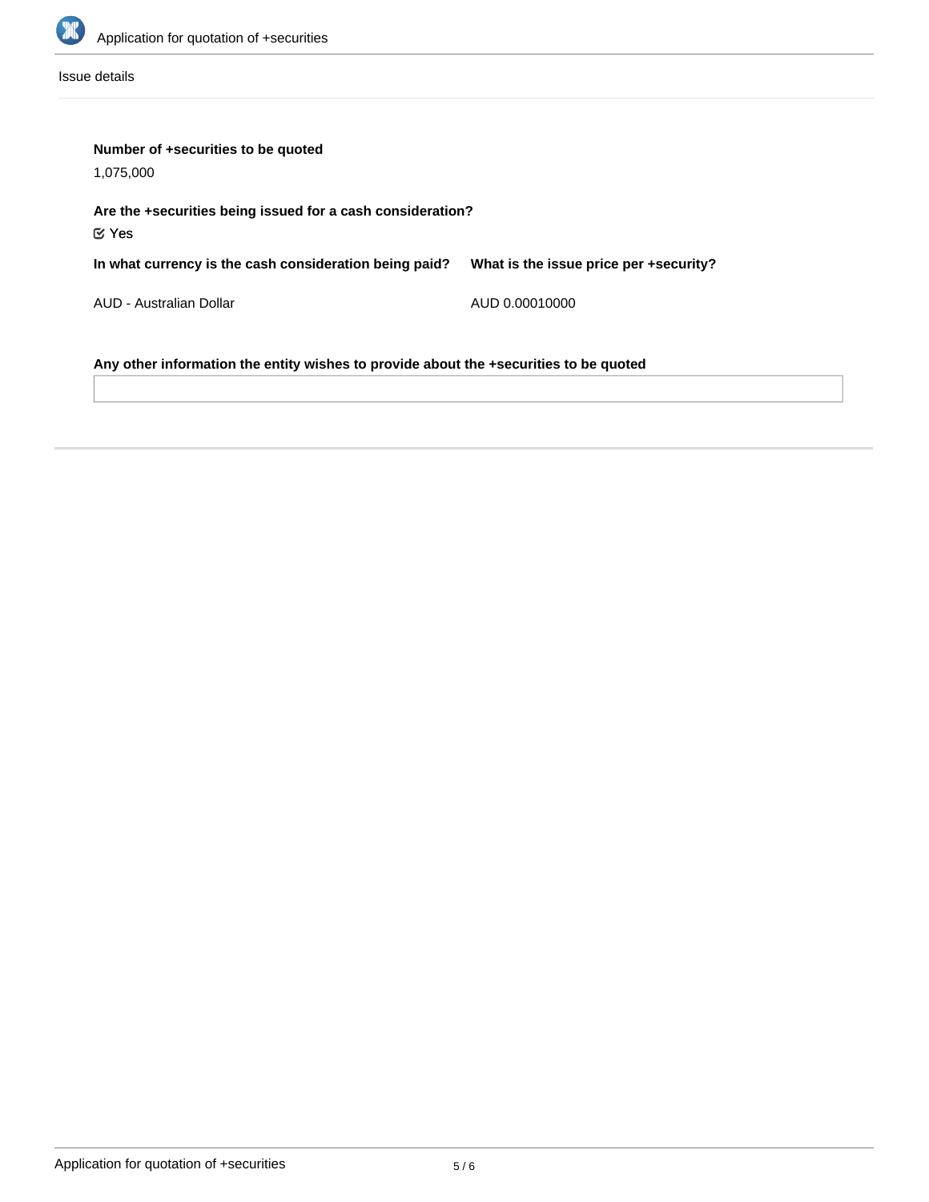Issue details

**Number of +securities to be quoted**

1,075,000

**Are the +securities being issued for a cash consideration?**

☑ Yes

**In what currency is the cash consideration being paid?**

AUD - Australian Dollar

**What is the issue price per +security?**

AUD 0.00010000

**Any other information the entity wishes to provide about the +securities to be quoted**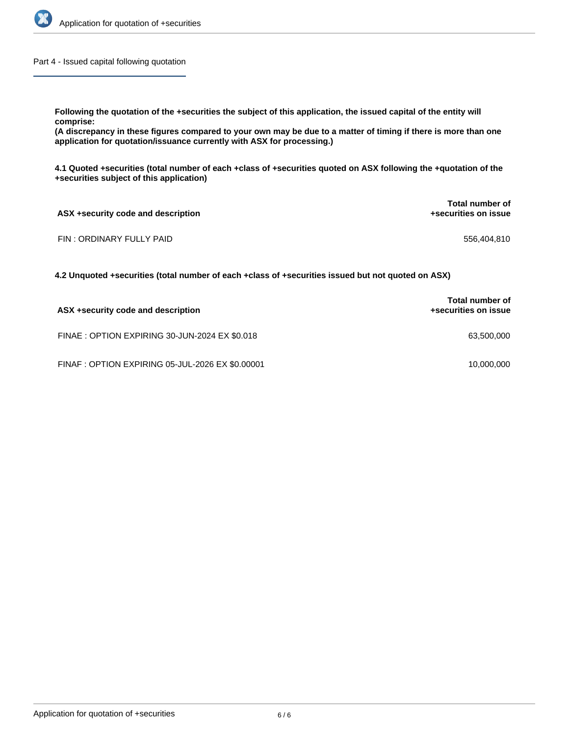## Part 4 - Issued capital following quotation

**Following the quotation of the +securities the subject of this application, the issued capital of the entity will comprise:**
**(A discrepancy in these figures compared to your own may be due to a matter of timing if there is more than one application for quotation/issuance currently with ASX for processing.)**

**4.1 Quoted +securities (total number of each +class of +securities quoted on ASX following the +quotation of the +securities subject of this application)**

| ASX +security code and description | Total number of +securities on issue |
| --- | --- |
| FIN : ORDINARY FULLY PAID | 556,404,810 |

**4.2 Unquoted +securities (total number of each +class of +securities issued but not quoted on ASX)**

| ASX +security code and description | Total number of +securities on issue |
| --- | --- |
| FINAE : OPTION EXPIRING 30-JUN-2024 EX $0.018 | 63,500,000 |
| FINAF : OPTION EXPIRING 05-JUL-2026 EX $0.00001 | 10,000,000 |